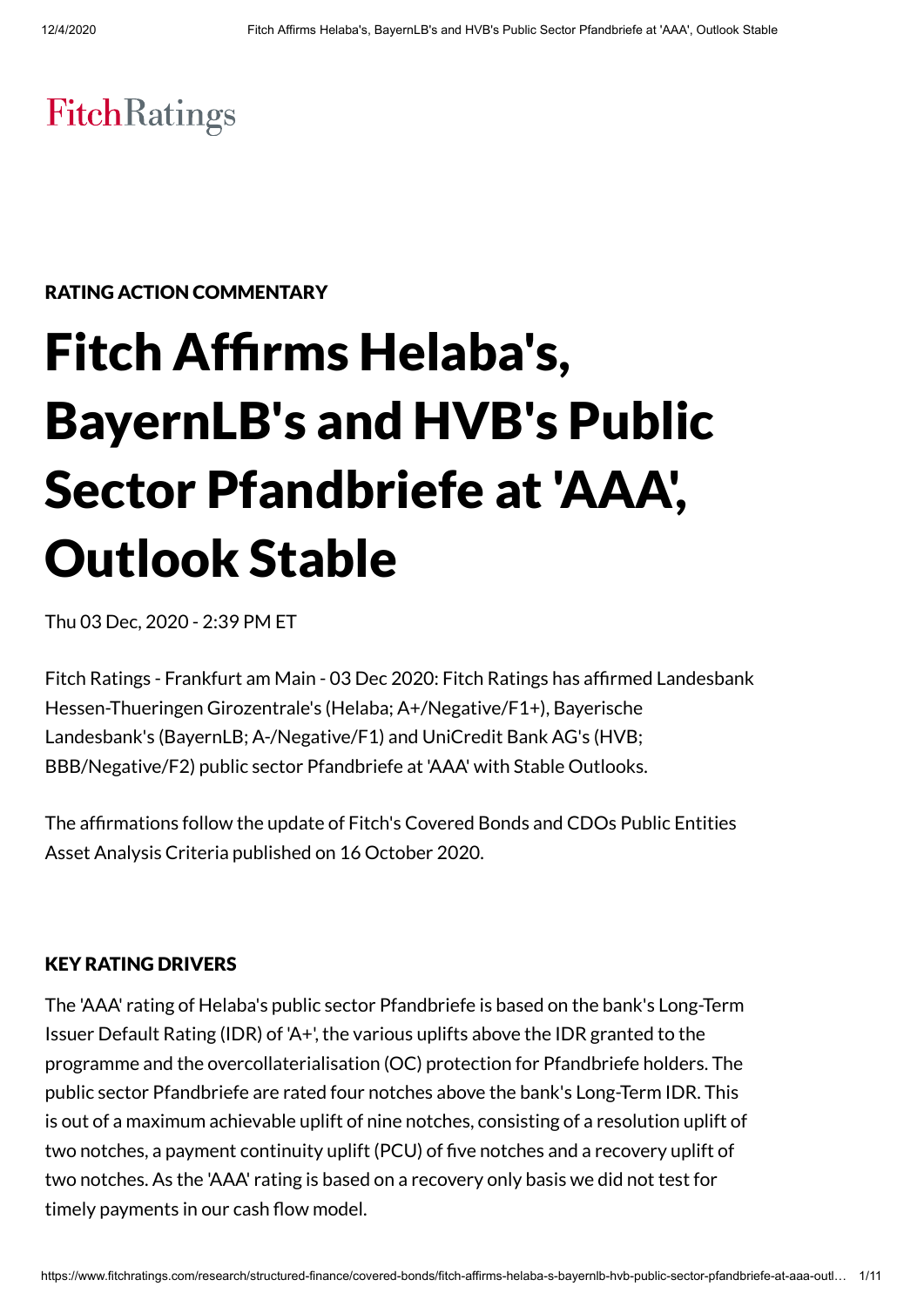FitchRatings

RATING ACTION COMMENTARY

# Fitch Affirms Helaba's, BayernLB's and HVB's Public Sector Pfandbriefe at 'AAA', Outlook Stable

Thu 03 Dec, 2020 - 2:39 PM ET

Fitch Ratings - Frankfurt am Main - 03 Dec 2020: Fitch Ratings has affirmed Landesbank Hessen-Thueringen Girozentrale's (Helaba; A+/Negative/F1+), Bayerische Landesbank's (BayernLB; A-/Negative/F1) and UniCredit Bank AG's (HVB; BBB/Negative/F2) public sector Pfandbriefe at 'AAA' with Stable Outlooks.

The affirmations follow the update of Fitch's Covered Bonds and CDOs Public Entities Asset Analysis Criteria published on 16 October 2020.

## KEY RATING DRIVERS

The 'AAA' rating of Helaba's public sector Pfandbriefe is based on the bank's Long-Term Issuer Default Rating (IDR) of 'A+', the various uplifts above the IDR granted to the programme and the overcollaterialisation (OC) protection for Pfandbriefe holders. The public sector Pfandbriefe are rated four notches above the bank's Long-Term IDR. This is out of a maximum achievable uplift of nine notches, consisting of a resolution uplift of two notches, a payment continuity uplift (PCU) of five notches and a recovery uplift of two notches. As the 'AAA' rating is based on a recovery only basis we did not test for timely payments in our cash flow model.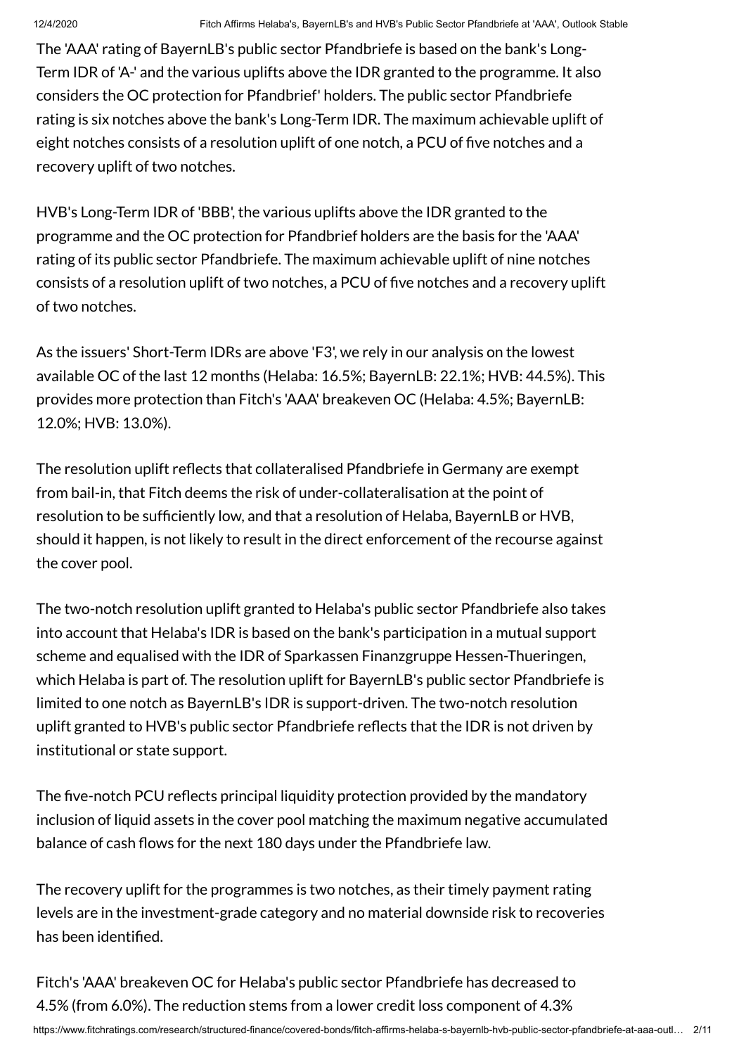The 'AAA' rating of BayernLB's public sector Pfandbriefe is based on the bank's Long-Term IDR of 'A-' and the various uplifts above the IDR granted to the programme. It also considers the OC protection for Pfandbrief' holders. The public sector Pfandbriefe rating is six notches above the bank's Long-Term IDR. The maximum achievable uplift of eight notches consists of a resolution uplift of one notch, a PCU of five notches and a recovery uplift of two notches.

HVB's Long-Term IDR of 'BBB', the various uplifts above the IDR granted to the programme and the OC protection for Pfandbrief holders are the basis for the 'AAA' rating of its public sector Pfandbriefe. The maximum achievable uplift of nine notches consists of a resolution uplift of two notches, a PCU of five notches and a recovery uplift of two notches.

As the issuers' Short-Term IDRs are above 'F3', we rely in our analysis on the lowest available OC of the last 12 months (Helaba: 16.5%; BayernLB: 22.1%; HVB: 44.5%). This provides more protection than Fitch's 'AAA' breakeven OC (Helaba: 4.5%; BayernLB: 12.0%; HVB: 13.0%).

The resolution uplift reflects that collateralised Pfandbriefe in Germany are exempt from bail-in, that Fitch deems the risk of under-collateralisation at the point of resolution to be sufficiently low, and that a resolution of Helaba, BayernLB or HVB, should it happen, is not likely to result in the direct enforcement of the recourse against the cover pool.

The two-notch resolution uplift granted to Helaba's public sector Pfandbriefe also takes into account that Helaba's IDR is based on the bank's participation in a mutual support scheme and equalised with the IDR of Sparkassen Finanzgruppe Hessen-Thueringen, which Helaba is part of. The resolution uplift for BayernLB's public sector Pfandbriefe is limited to one notch as BayernLB's IDR is support-driven. The two-notch resolution uplift granted to HVB's public sector Pfandbriefe reflects that the IDR is not driven by institutional or state support.

The five-notch PCU reflects principal liquidity protection provided by the mandatory inclusion of liquid assets in the cover pool matching the maximum negative accumulated balance of cash flows for the next 180 days under the Pfandbriefe law.

The recovery uplift for the programmes is two notches, as their timely payment rating levels are in the investment-grade category and no material downside risk to recoveries has been identified.

Fitch's 'AAA' breakeven OC for Helaba's public sector Pfandbriefe has decreased to 4.5% (from 6.0%). The reduction stems from a lower credit loss component of 4.3%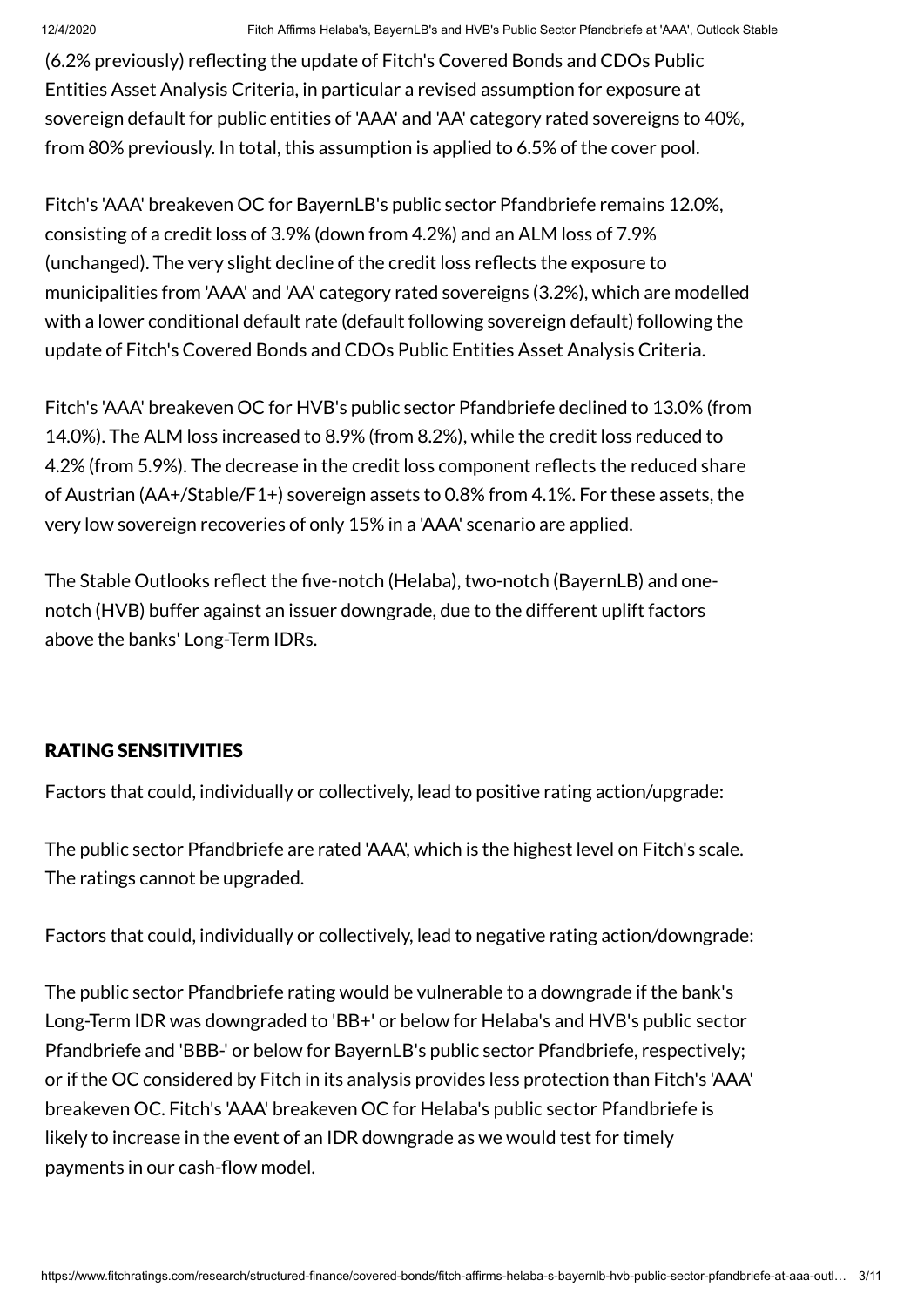(6.2% previously) reflecting the update of Fitch's Covered Bonds and CDOs Public Entities Asset Analysis Criteria, in particular a revised assumption for exposure at sovereign default for public entities of 'AAA' and 'AA' category rated sovereigns to 40%, from 80% previously. In total, this assumption is applied to 6.5% of the cover pool.

Fitch's 'AAA' breakeven OC for BayernLB's public sector Pfandbriefe remains 12.0%, consisting of a credit loss of 3.9% (down from 4.2%) and an ALM loss of 7.9% (unchanged). The very slight decline of the credit loss reflects the exposure to municipalities from 'AAA' and 'AA' category rated sovereigns (3.2%), which are modelled with a lower conditional default rate (default following sovereign default) following the update of Fitch's Covered Bonds and CDOs Public Entities Asset Analysis Criteria.

Fitch's 'AAA' breakeven OC for HVB's public sector Pfandbriefe declined to 13.0% (from 14.0%). The ALM loss increased to 8.9% (from 8.2%), while the credit loss reduced to 4.2% (from 5.9%). The decrease in the credit loss component reflects the reduced share of Austrian (AA+/Stable/F1+) sovereign assets to 0.8% from 4.1%. For these assets, the very low sovereign recoveries of only 15% in a 'AAA' scenario are applied.

The Stable Outlooks reflect the five-notch (Helaba), two-notch (BayernLB) and one-notch (HVB) buffer against an issuer downgrade, due to the different uplift factors above the banks' Long-Term IDRs.

## RATING SENSITIVITIES

Factors that could, individually or collectively, lead to positive rating action/upgrade:

The public sector Pfandbriefe are rated 'AAA', which is the highest level on Fitch's scale. The ratings cannot be upgraded.

Factors that could, individually or collectively, lead to negative rating action/downgrade:

The public sector Pfandbriefe rating would be vulnerable to a downgrade if the bank's Long-Term IDR was downgraded to 'BB+' or below for Helaba's and HVB's public sector Pfandbriefe and 'BBB-' or below for BayernLB's public sector Pfandbriefe, respectively; or if the OC considered by Fitch in its analysis provides less protection than Fitch's 'AAA' breakeven OC. Fitch's 'AAA' breakeven OC for Helaba's public sector Pfandbriefe is likely to increase in the event of an IDR downgrade as we would test for timely payments in our cash-flow model.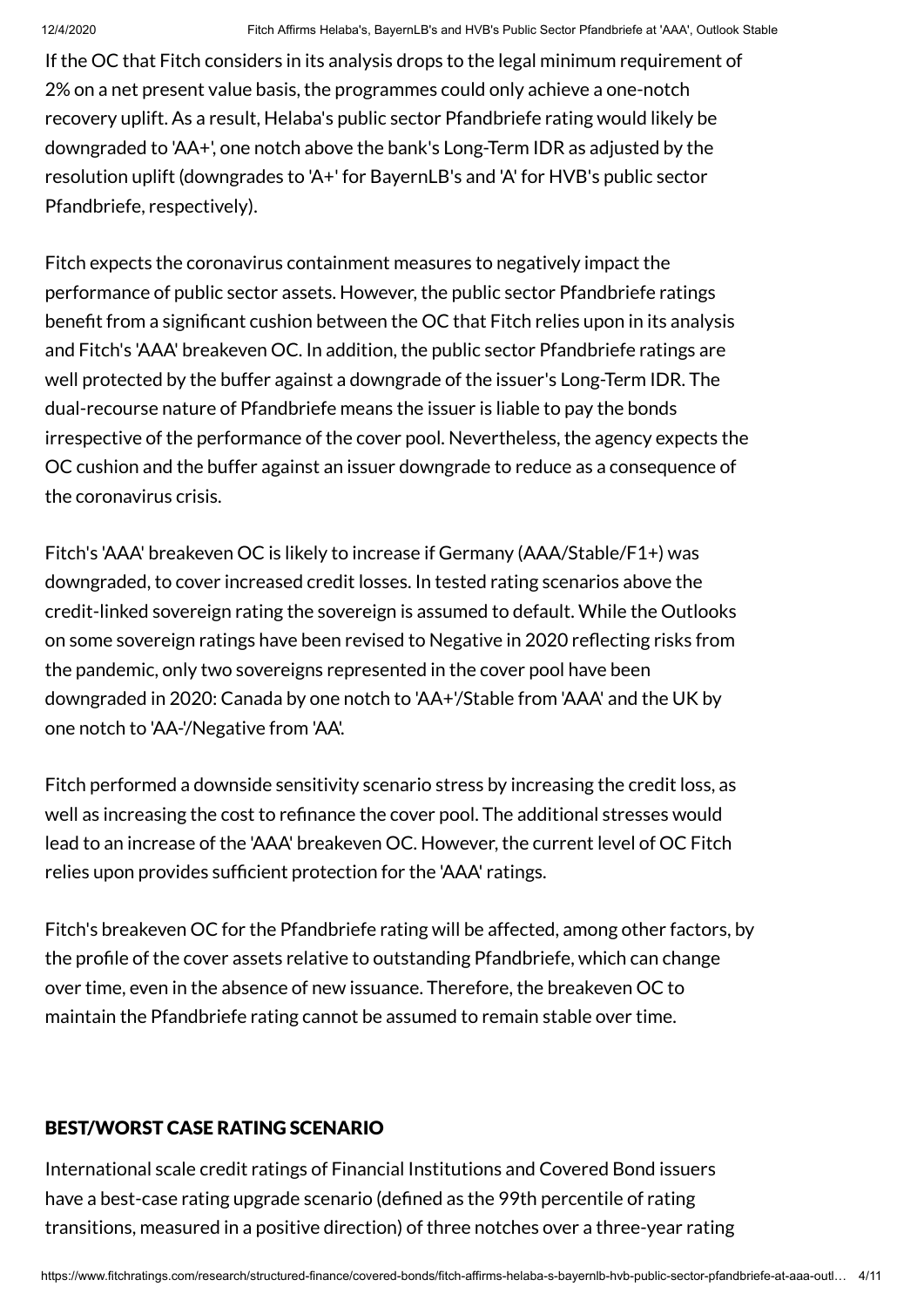If the OC that Fitch considers in its analysis drops to the legal minimum requirement of 2% on a net present value basis, the programmes could only achieve a one-notch recovery uplift. As a result, Helaba's public sector Pfandbriefe rating would likely be downgraded to 'AA+', one notch above the bank's Long-Term IDR as adjusted by the resolution uplift (downgrades to 'A+' for BayernLB's and 'A' for HVB's public sector Pfandbriefe, respectively).

Fitch expects the coronavirus containment measures to negatively impact the performance of public sector assets. However, the public sector Pfandbriefe ratings benefit from a significant cushion between the OC that Fitch relies upon in its analysis and Fitch's 'AAA' breakeven OC. In addition, the public sector Pfandbriefe ratings are well protected by the buffer against a downgrade of the issuer's Long-Term IDR. The dual-recourse nature of Pfandbriefe means the issuer is liable to pay the bonds irrespective of the performance of the cover pool. Nevertheless, the agency expects the OC cushion and the buffer against an issuer downgrade to reduce as a consequence of the coronavirus crisis.

Fitch's 'AAA' breakeven OC is likely to increase if Germany (AAA/Stable/F1+) was downgraded, to cover increased credit losses. In tested rating scenarios above the credit-linked sovereign rating the sovereign is assumed to default. While the Outlooks on some sovereign ratings have been revised to Negative in 2020 reflecting risks from the pandemic, only two sovereigns represented in the cover pool have been downgraded in 2020: Canada by one notch to 'AA+'/Stable from 'AAA' and the UK by one notch to 'AA-'/Negative from 'AA'.

Fitch performed a downside sensitivity scenario stress by increasing the credit loss, as well as increasing the cost to refinance the cover pool. The additional stresses would lead to an increase of the 'AAA' breakeven OC. However, the current level of OC Fitch relies upon provides sufficient protection for the 'AAA' ratings.

Fitch's breakeven OC for the Pfandbriefe rating will be affected, among other factors, by the profile of the cover assets relative to outstanding Pfandbriefe, which can change over time, even in the absence of new issuance. Therefore, the breakeven OC to maintain the Pfandbriefe rating cannot be assumed to remain stable over time.

## BEST/WORST CASE RATING SCENARIO

International scale credit ratings of Financial Institutions and Covered Bond issuers have a best-case rating upgrade scenario (defined as the 99th percentile of rating transitions, measured in a positive direction) of three notches over a three-year rating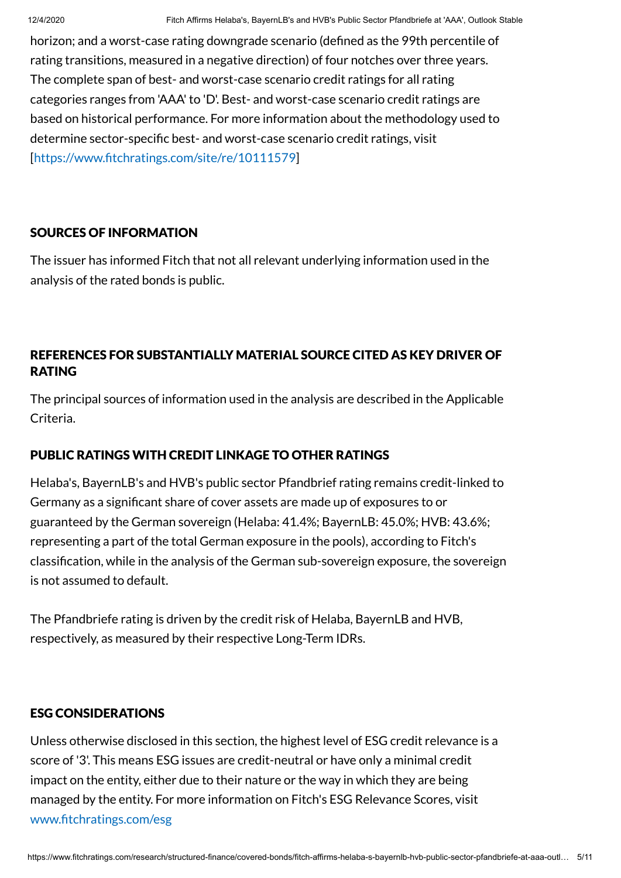horizon; and a worst-case rating downgrade scenario (defined as the 99th percentile of rating transitions, measured in a negative direction) of four notches over three years. The complete span of best- and worst-case scenario credit ratings for all rating categories ranges from 'AAA' to 'D'. Best- and worst-case scenario credit ratings are based on historical performance. For more information about the methodology used to determine sector-specific best- and worst-case scenario credit ratings, visit [https://www.fitchratings.com/site/re/10111579]

## SOURCES OF INFORMATION

The issuer has informed Fitch that not all relevant underlying information used in the analysis of the rated bonds is public.

## REFERENCES FOR SUBSTANTIALLY MATERIAL SOURCE CITED AS KEY DRIVER OF RATING

The principal sources of information used in the analysis are described in the Applicable Criteria.

## PUBLIC RATINGS WITH CREDIT LINKAGE TO OTHER RATINGS

Helaba's, BayernLB's and HVB's public sector Pfandbrief rating remains credit-linked to Germany as a significant share of cover assets are made up of exposures to or guaranteed by the German sovereign (Helaba: 41.4%; BayernLB: 45.0%; HVB: 43.6%; representing a part of the total German exposure in the pools), according to Fitch's classification, while in the analysis of the German sub-sovereign exposure, the sovereign is not assumed to default.

The Pfandbriefe rating is driven by the credit risk of Helaba, BayernLB and HVB, respectively, as measured by their respective Long-Term IDRs.

## ESG CONSIDERATIONS

Unless otherwise disclosed in this section, the highest level of ESG credit relevance is a score of '3'. This means ESG issues are credit-neutral or have only a minimal credit impact on the entity, either due to their nature or the way in which they are being managed by the entity. For more information on Fitch's ESG Relevance Scores, visit www.fitchratings.com/esg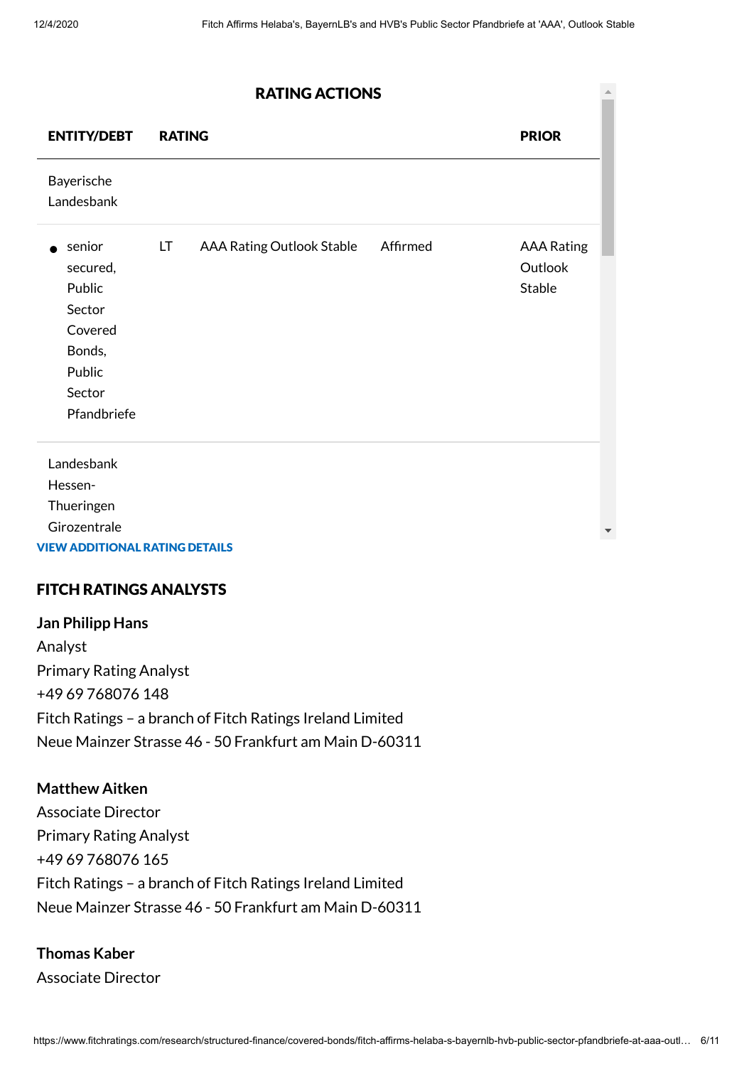## RATING ACTIONS

| ENTITY/DEBT | | RATING | | PRIOR |
|---|---|---|---|---|
| Bayerische Landesbank | | | | |
| • senior secured, Public Sector Covered Bonds, Public Sector Pfandbriefe | LT | AAA Rating Outlook Stable | Affirmed | AAA Rating Outlook Stable |
| Landesbank Hessen-Thueringen Girozentrale | | | | |

**VIEW ADDITIONAL RATING DETAILS**

## FITCH RATINGS ANALYSTS

**Jan Philipp Hans**
Analyst
Primary Rating Analyst
+49 69 768076 148
Fitch Ratings – a branch of Fitch Ratings Ireland Limited
Neue Mainzer Strasse 46 - 50 Frankfurt am Main D-60311

**Matthew Aitken**
Associate Director
Primary Rating Analyst
+49 69 768076 165
Fitch Ratings – a branch of Fitch Ratings Ireland Limited
Neue Mainzer Strasse 46 - 50 Frankfurt am Main D-60311

**Thomas Kaber**
Associate Director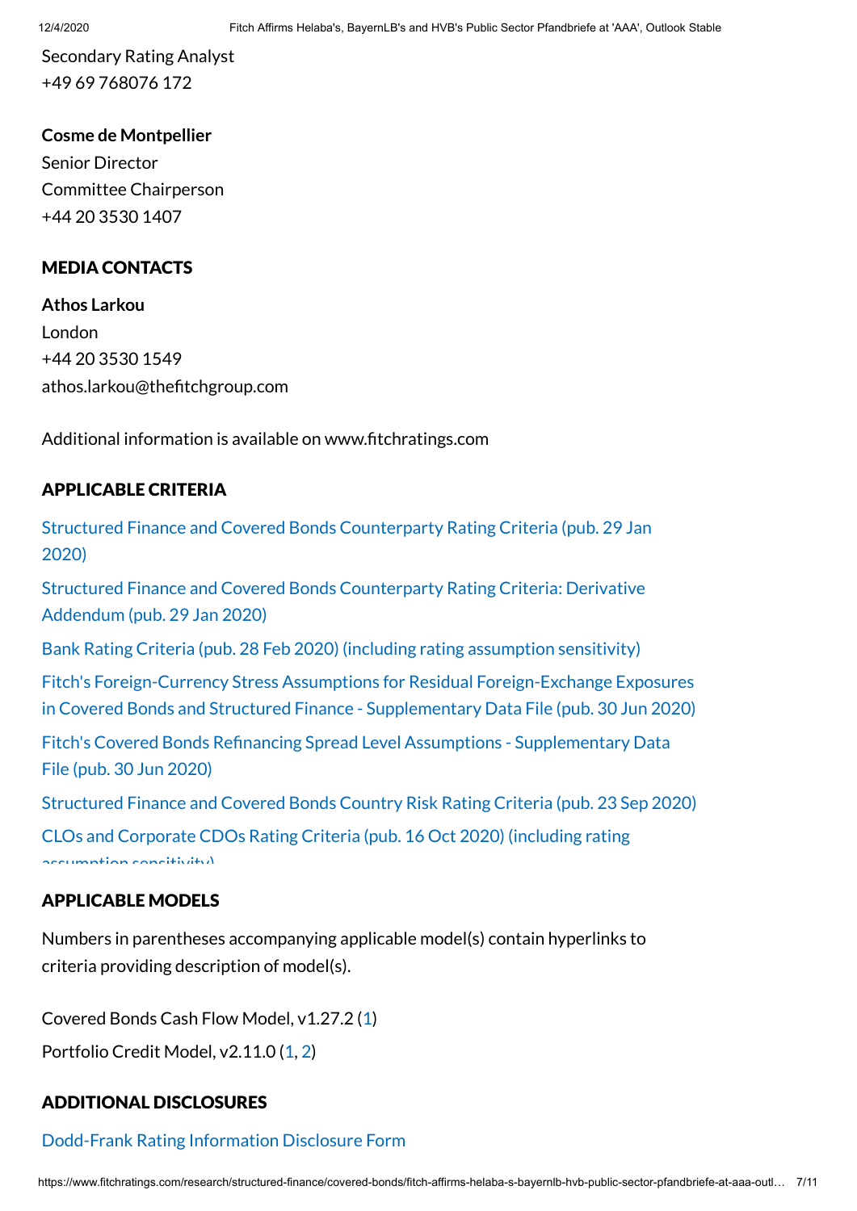Secondary Rating Analyst
+49 69 768076 172

**Cosme de Montpellier**
Senior Director
Committee Chairperson
+44 20 3530 1407

## MEDIA CONTACTS

**Athos Larkou**
London
+44 20 3530 1549
athos.larkou@thefitchgroup.com

Additional information is available on www.fitchratings.com

## APPLICABLE CRITERIA

Structured Finance and Covered Bonds Counterparty Rating Criteria (pub. 29 Jan 2020)

Structured Finance and Covered Bonds Counterparty Rating Criteria: Derivative Addendum (pub. 29 Jan 2020)

Bank Rating Criteria (pub. 28 Feb 2020) (including rating assumption sensitivity)

Fitch's Foreign-Currency Stress Assumptions for Residual Foreign-Exchange Exposures in Covered Bonds and Structured Finance - Supplementary Data File (pub. 30 Jun 2020)

Fitch's Covered Bonds Refinancing Spread Level Assumptions - Supplementary Data File (pub. 30 Jun 2020)

Structured Finance and Covered Bonds Country Risk Rating Criteria (pub. 23 Sep 2020)

CLOs and Corporate CDOs Rating Criteria (pub. 16 Oct 2020) (including rating assumption sensitivity)

## APPLICABLE MODELS

Numbers in parentheses accompanying applicable model(s) contain hyperlinks to criteria providing description of model(s).

Covered Bonds Cash Flow Model, v1.27.2 (1)

Portfolio Credit Model, v2.11.0 (1, 2)

## ADDITIONAL DISCLOSURES

Dodd-Frank Rating Information Disclosure Form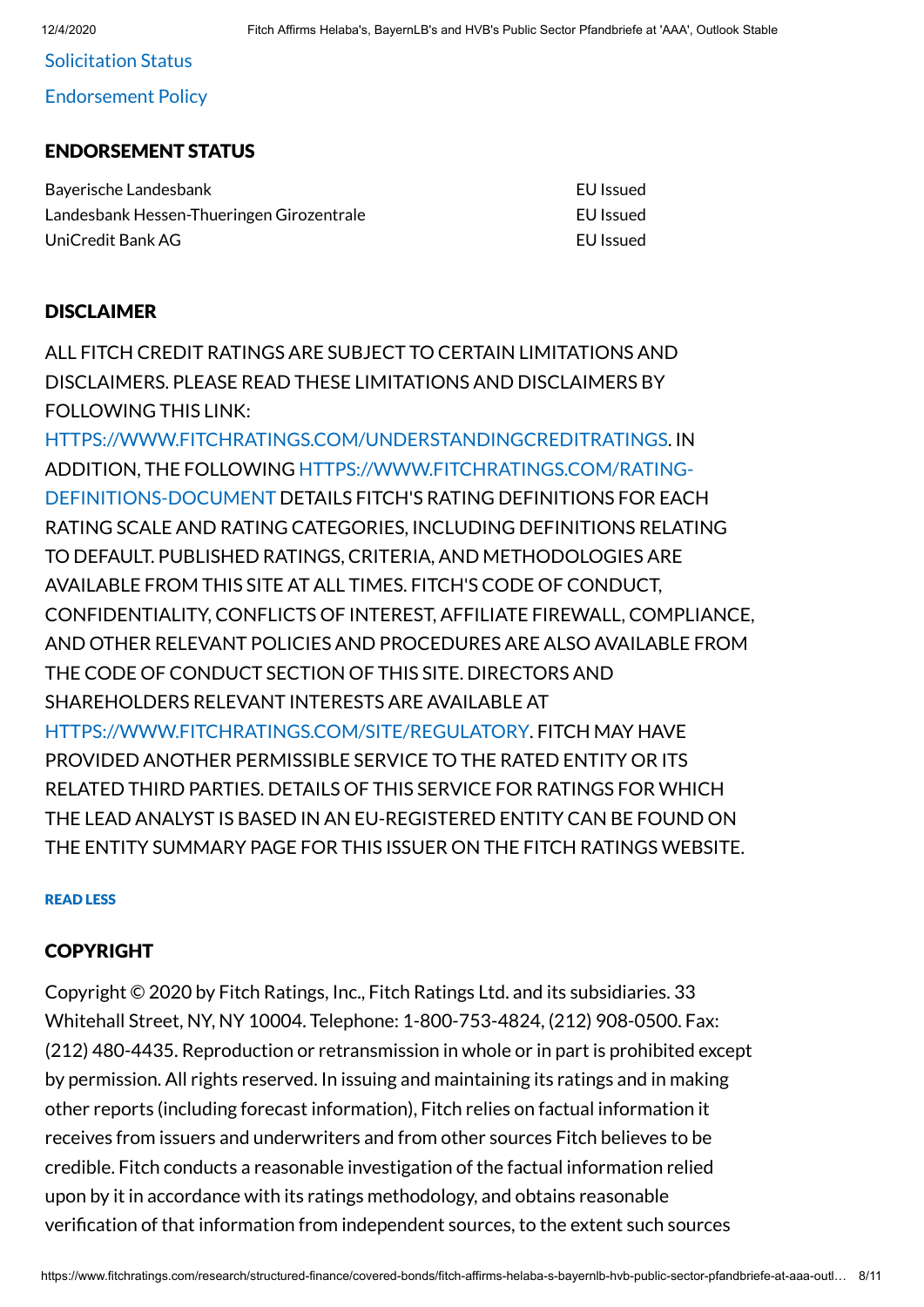[Solicitation Status](#)

[Endorsement Policy](#)

## ENDORSEMENT STATUS

| | |
|---|---|
| Bayerische Landesbank | EU Issued |
| Landesbank Hessen-Thueringen Girozentrale | EU Issued |
| UniCredit Bank AG | EU Issued |

## DISCLAIMER

ALL FITCH CREDIT RATINGS ARE SUBJECT TO CERTAIN LIMITATIONS AND DISCLAIMERS. PLEASE READ THESE LIMITATIONS AND DISCLAIMERS BY FOLLOWING THIS LINK: HTTPS://WWW.FITCHRATINGS.COM/UNDERSTANDINGCREDITRATINGS. IN ADDITION, THE FOLLOWING HTTPS://WWW.FITCHRATINGS.COM/RATING-DEFINITIONS-DOCUMENT DETAILS FITCH'S RATING DEFINITIONS FOR EACH RATING SCALE AND RATING CATEGORIES, INCLUDING DEFINITIONS RELATING TO DEFAULT. PUBLISHED RATINGS, CRITERIA, AND METHODOLOGIES ARE AVAILABLE FROM THIS SITE AT ALL TIMES. FITCH'S CODE OF CONDUCT, CONFIDENTIALITY, CONFLICTS OF INTEREST, AFFILIATE FIREWALL, COMPLIANCE, AND OTHER RELEVANT POLICIES AND PROCEDURES ARE ALSO AVAILABLE FROM THE CODE OF CONDUCT SECTION OF THIS SITE. DIRECTORS AND SHAREHOLDERS RELEVANT INTERESTS ARE AVAILABLE AT HTTPS://WWW.FITCHRATINGS.COM/SITE/REGULATORY. FITCH MAY HAVE PROVIDED ANOTHER PERMISSIBLE SERVICE TO THE RATED ENTITY OR ITS RELATED THIRD PARTIES. DETAILS OF THIS SERVICE FOR RATINGS FOR WHICH THE LEAD ANALYST IS BASED IN AN EU-REGISTERED ENTITY CAN BE FOUND ON THE ENTITY SUMMARY PAGE FOR THIS ISSUER ON THE FITCH RATINGS WEBSITE.

**READ LESS**

## COPYRIGHT

Copyright © 2020 by Fitch Ratings, Inc., Fitch Ratings Ltd. and its subsidiaries. 33 Whitehall Street, NY, NY 10004. Telephone: 1-800-753-4824, (212) 908-0500. Fax: (212) 480-4435. Reproduction or retransmission in whole or in part is prohibited except by permission. All rights reserved. In issuing and maintaining its ratings and in making other reports (including forecast information), Fitch relies on factual information it receives from issuers and underwriters and from other sources Fitch believes to be credible. Fitch conducts a reasonable investigation of the factual information relied upon by it in accordance with its ratings methodology, and obtains reasonable verification of that information from independent sources, to the extent such sources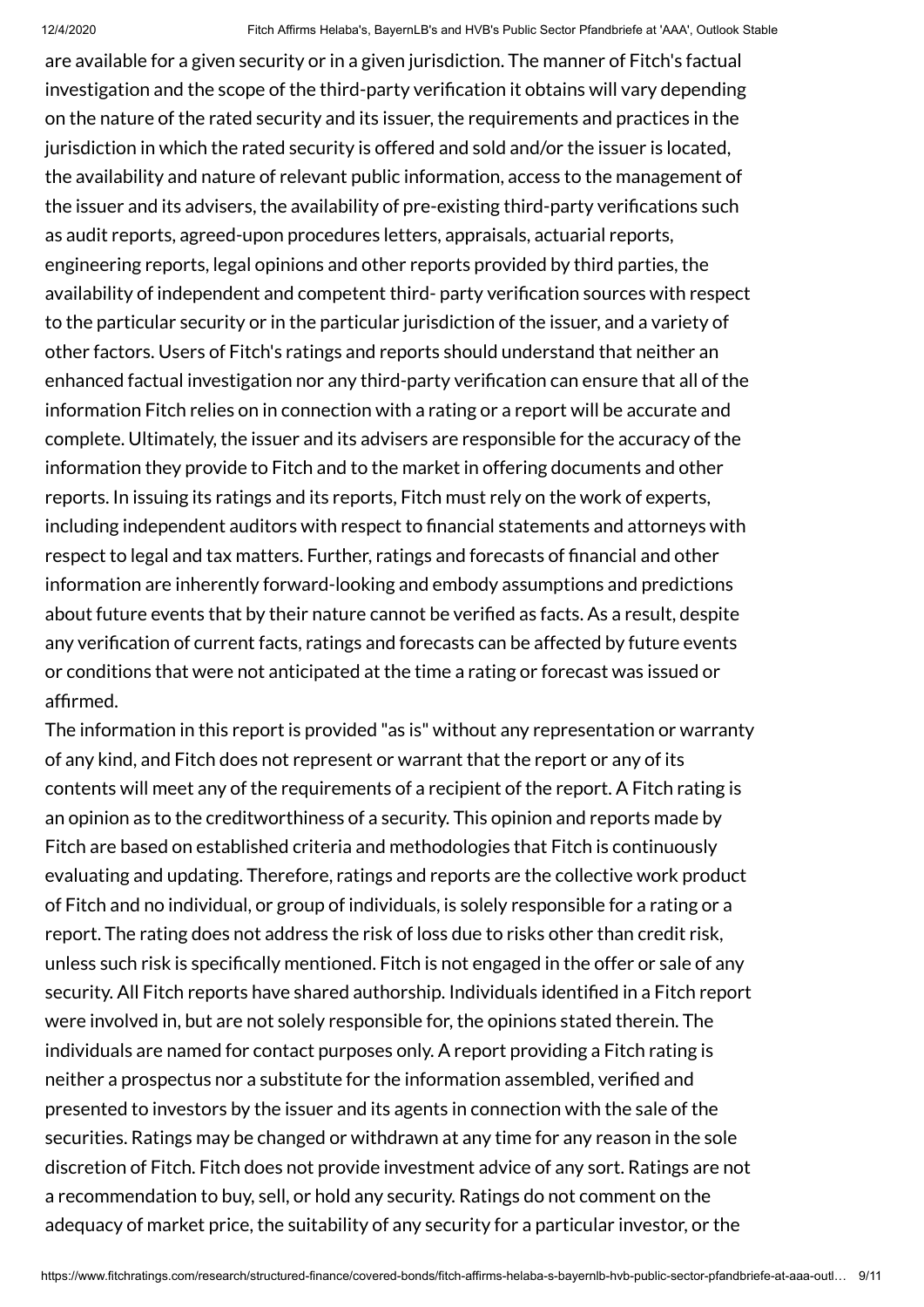are available for a given security or in a given jurisdiction. The manner of Fitch's factual investigation and the scope of the third-party verification it obtains will vary depending on the nature of the rated security and its issuer, the requirements and practices in the jurisdiction in which the rated security is offered and sold and/or the issuer is located, the availability and nature of relevant public information, access to the management of the issuer and its advisers, the availability of pre-existing third-party verifications such as audit reports, agreed-upon procedures letters, appraisals, actuarial reports, engineering reports, legal opinions and other reports provided by third parties, the availability of independent and competent third- party verification sources with respect to the particular security or in the particular jurisdiction of the issuer, and a variety of other factors. Users of Fitch's ratings and reports should understand that neither an enhanced factual investigation nor any third-party verification can ensure that all of the information Fitch relies on in connection with a rating or a report will be accurate and complete. Ultimately, the issuer and its advisers are responsible for the accuracy of the information they provide to Fitch and to the market in offering documents and other reports. In issuing its ratings and its reports, Fitch must rely on the work of experts, including independent auditors with respect to financial statements and attorneys with respect to legal and tax matters. Further, ratings and forecasts of financial and other information are inherently forward-looking and embody assumptions and predictions about future events that by their nature cannot be verified as facts. As a result, despite any verification of current facts, ratings and forecasts can be affected by future events or conditions that were not anticipated at the time a rating or forecast was issued or affirmed.

The information in this report is provided "as is" without any representation or warranty of any kind, and Fitch does not represent or warrant that the report or any of its contents will meet any of the requirements of a recipient of the report. A Fitch rating is an opinion as to the creditworthiness of a security. This opinion and reports made by Fitch are based on established criteria and methodologies that Fitch is continuously evaluating and updating. Therefore, ratings and reports are the collective work product of Fitch and no individual, or group of individuals, is solely responsible for a rating or a report. The rating does not address the risk of loss due to risks other than credit risk, unless such risk is specifically mentioned. Fitch is not engaged in the offer or sale of any security. All Fitch reports have shared authorship. Individuals identified in a Fitch report were involved in, but are not solely responsible for, the opinions stated therein. The individuals are named for contact purposes only. A report providing a Fitch rating is neither a prospectus nor a substitute for the information assembled, verified and presented to investors by the issuer and its agents in connection with the sale of the securities. Ratings may be changed or withdrawn at any time for any reason in the sole discretion of Fitch. Fitch does not provide investment advice of any sort. Ratings are not a recommendation to buy, sell, or hold any security. Ratings do not comment on the adequacy of market price, the suitability of any security for a particular investor, or the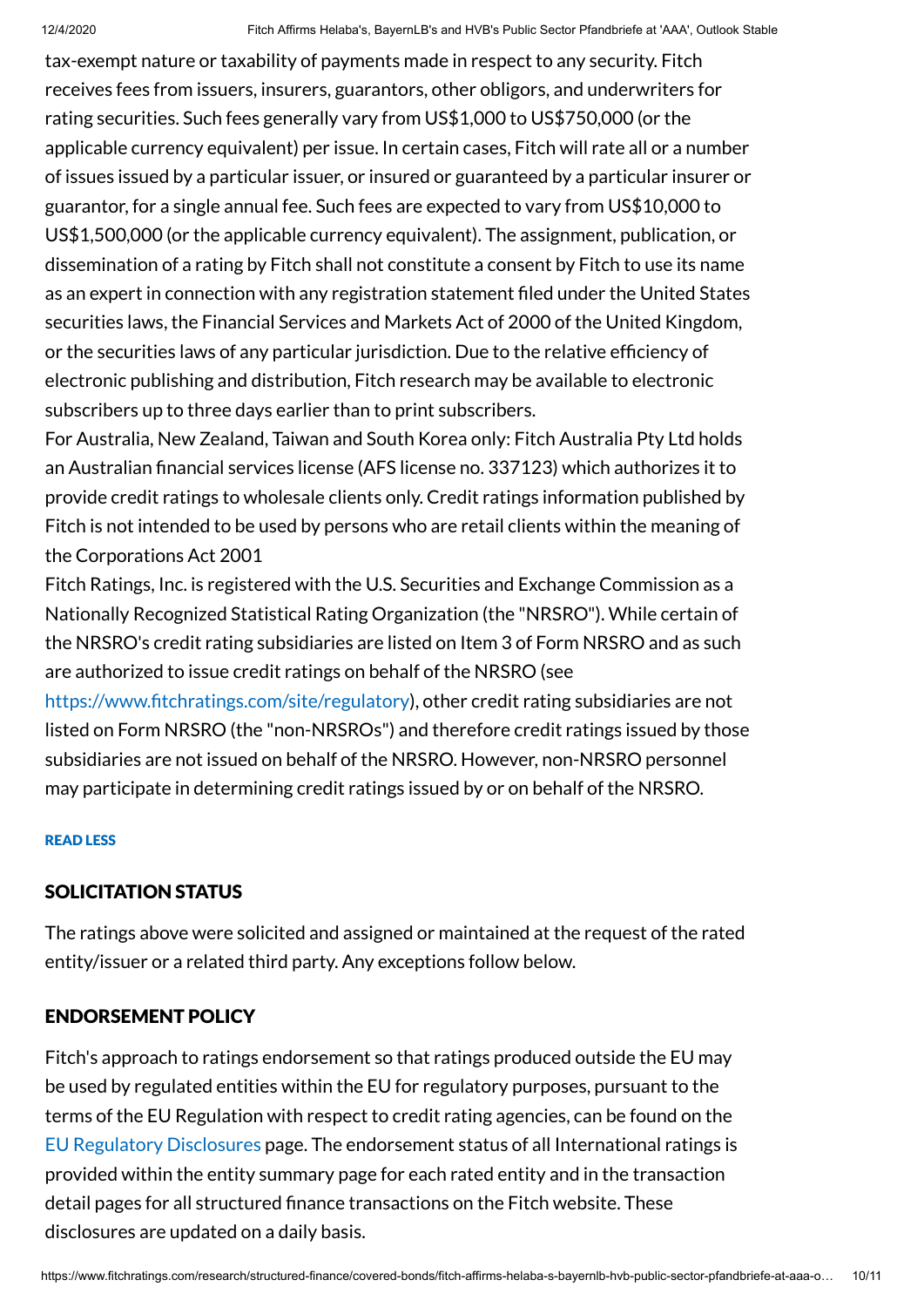tax-exempt nature or taxability of payments made in respect to any security. Fitch receives fees from issuers, insurers, guarantors, other obligors, and underwriters for rating securities. Such fees generally vary from US$1,000 to US$750,000 (or the applicable currency equivalent) per issue. In certain cases, Fitch will rate all or a number of issues issued by a particular issuer, or insured or guaranteed by a particular insurer or guarantor, for a single annual fee. Such fees are expected to vary from US$10,000 to US$1,500,000 (or the applicable currency equivalent). The assignment, publication, or dissemination of a rating by Fitch shall not constitute a consent by Fitch to use its name as an expert in connection with any registration statement filed under the United States securities laws, the Financial Services and Markets Act of 2000 of the United Kingdom, or the securities laws of any particular jurisdiction. Due to the relative efficiency of electronic publishing and distribution, Fitch research may be available to electronic subscribers up to three days earlier than to print subscribers.

For Australia, New Zealand, Taiwan and South Korea only: Fitch Australia Pty Ltd holds an Australian financial services license (AFS license no. 337123) which authorizes it to provide credit ratings to wholesale clients only. Credit ratings information published by Fitch is not intended to be used by persons who are retail clients within the meaning of the Corporations Act 2001

Fitch Ratings, Inc. is registered with the U.S. Securities and Exchange Commission as a Nationally Recognized Statistical Rating Organization (the "NRSRO"). While certain of the NRSRO's credit rating subsidiaries are listed on Item 3 of Form NRSRO and as such are authorized to issue credit ratings on behalf of the NRSRO (see https://www.fitchratings.com/site/regulatory), other credit rating subsidiaries are not listed on Form NRSRO (the "non-NRSROs") and therefore credit ratings issued by those subsidiaries are not issued on behalf of the NRSRO. However, non-NRSRO personnel may participate in determining credit ratings issued by or on behalf of the NRSRO.

READ LESS

## SOLICITATION STATUS

The ratings above were solicited and assigned or maintained at the request of the rated entity/issuer or a related third party. Any exceptions follow below.

## ENDORSEMENT POLICY

Fitch's approach to ratings endorsement so that ratings produced outside the EU may be used by regulated entities within the EU for regulatory purposes, pursuant to the terms of the EU Regulation with respect to credit rating agencies, can be found on the EU Regulatory Disclosures page. The endorsement status of all International ratings is provided within the entity summary page for each rated entity and in the transaction detail pages for all structured finance transactions on the Fitch website. These disclosures are updated on a daily basis.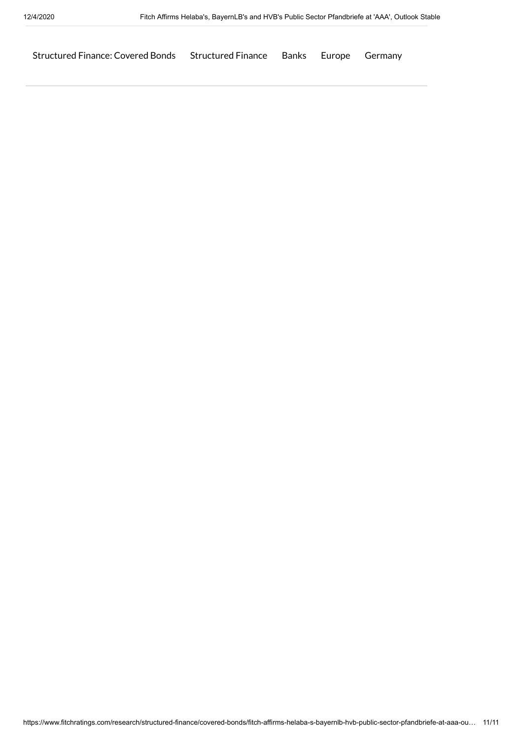Structured Finance: Covered Bonds Structured Finance Banks Europe Germany